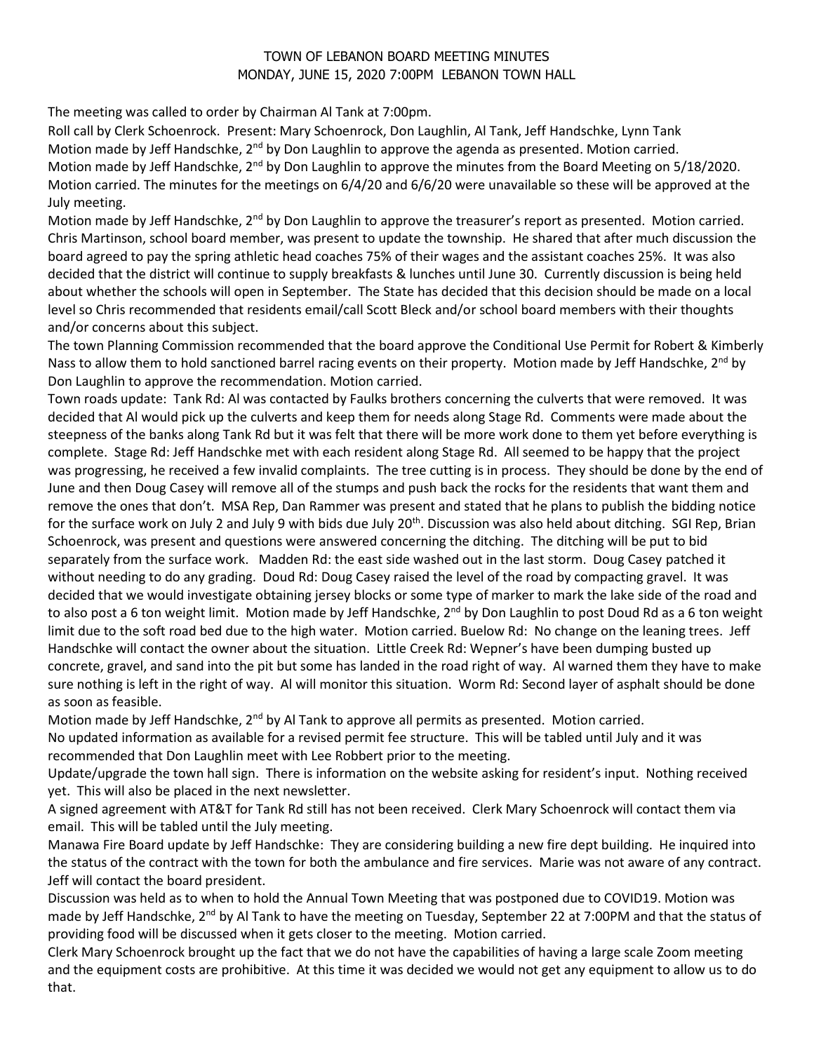# TOWN OF LEBANON BOARD MEETING MINUTES
## MONDAY, JUNE 15, 2020 7:00PM LEBANON TOWN HALL

The meeting was called to order by Chairman Al Tank at 7:00pm.

Roll call by Clerk Schoenrock. Present: Mary Schoenrock, Don Laughlin, Al Tank, Jeff Handschke, Lynn Tank

Motion made by Jeff Handschke, 2nd by Don Laughlin to approve the agenda as presented. Motion carried.

Motion made by Jeff Handschke, 2nd by Don Laughlin to approve the minutes from the Board Meeting on 5/18/2020. Motion carried. The minutes for the meetings on 6/4/20 and 6/6/20 were unavailable so these will be approved at the July meeting.

Motion made by Jeff Handschke, 2nd by Don Laughlin to approve the treasurer's report as presented. Motion carried.

Chris Martinson, school board member, was present to update the township. He shared that after much discussion the board agreed to pay the spring athletic head coaches 75% of their wages and the assistant coaches 25%. It was also decided that the district will continue to supply breakfasts & lunches until June 30. Currently discussion is being held about whether the schools will open in September. The State has decided that this decision should be made on a local level so Chris recommended that residents email/call Scott Bleck and/or school board members with their thoughts and/or concerns about this subject.

The town Planning Commission recommended that the board approve the Conditional Use Permit for Robert & Kimberly Nass to allow them to hold sanctioned barrel racing events on their property. Motion made by Jeff Handschke, 2nd by Don Laughlin to approve the recommendation. Motion carried.

Town roads update: Tank Rd: Al was contacted by Faulks brothers concerning the culverts that were removed. It was decided that Al would pick up the culverts and keep them for needs along Stage Rd. Comments were made about the steepness of the banks along Tank Rd but it was felt that there will be more work done to them yet before everything is complete. Stage Rd: Jeff Handschke met with each resident along Stage Rd. All seemed to be happy that the project was progressing, he received a few invalid complaints. The tree cutting is in process. They should be done by the end of June and then Doug Casey will remove all of the stumps and push back the rocks for the residents that want them and remove the ones that don't. MSA Rep, Dan Rammer was present and stated that he plans to publish the bidding notice for the surface work on July 2 and July 9 with bids due July 20th. Discussion was also held about ditching. SGI Rep, Brian Schoenrock, was present and questions were answered concerning the ditching. The ditching will be put to bid separately from the surface work. Madden Rd: the east side washed out in the last storm. Doug Casey patched it without needing to do any grading. Doud Rd: Doug Casey raised the level of the road by compacting gravel. It was decided that we would investigate obtaining jersey blocks or some type of marker to mark the lake side of the road and to also post a 6 ton weight limit. Motion made by Jeff Handschke, 2nd by Don Laughlin to post Doud Rd as a 6 ton weight limit due to the soft road bed due to the high water. Motion carried. Buelow Rd: No change on the leaning trees. Jeff Handschke will contact the owner about the situation. Little Creek Rd: Wepner's have been dumping busted up concrete, gravel, and sand into the pit but some has landed in the road right of way. Al warned them they have to make sure nothing is left in the right of way. Al will monitor this situation. Worm Rd: Second layer of asphalt should be done as soon as feasible.

Motion made by Jeff Handschke, 2nd by Al Tank to approve all permits as presented. Motion carried.

No updated information as available for a revised permit fee structure. This will be tabled until July and it was recommended that Don Laughlin meet with Lee Robbert prior to the meeting.

Update/upgrade the town hall sign. There is information on the website asking for resident's input. Nothing received yet. This will also be placed in the next newsletter.

A signed agreement with AT&T for Tank Rd still has not been received. Clerk Mary Schoenrock will contact them via email. This will be tabled until the July meeting.

Manawa Fire Board update by Jeff Handschke: They are considering building a new fire dept building. He inquired into the status of the contract with the town for both the ambulance and fire services. Marie was not aware of any contract. Jeff will contact the board president.

Discussion was held as to when to hold the Annual Town Meeting that was postponed due to COVID19. Motion was made by Jeff Handschke, 2nd by Al Tank to have the meeting on Tuesday, September 22 at 7:00PM and that the status of providing food will be discussed when it gets closer to the meeting. Motion carried.

Clerk Mary Schoenrock brought up the fact that we do not have the capabilities of having a large scale Zoom meeting and the equipment costs are prohibitive. At this time it was decided we would not get any equipment to allow us to do that.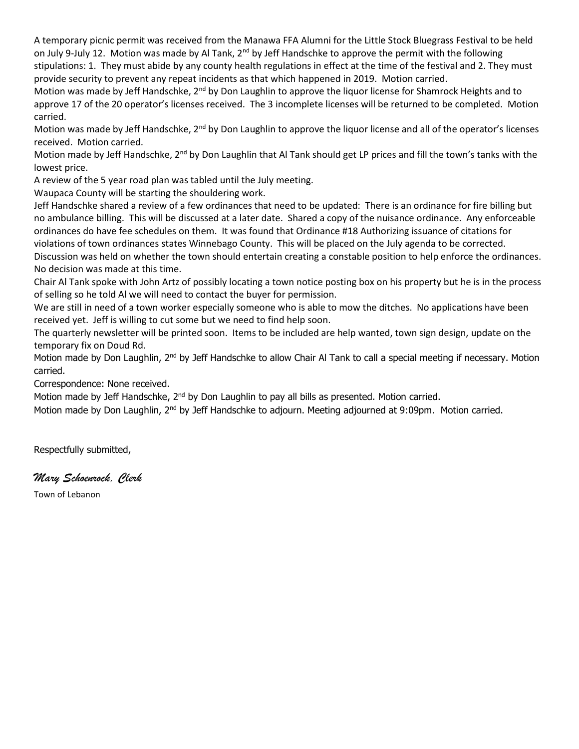A temporary picnic permit was received from the Manawa FFA Alumni for the Little Stock Bluegrass Festival to be held on July 9-July 12. Motion was made by Al Tank, 2nd by Jeff Handschke to approve the permit with the following stipulations: 1. They must abide by any county health regulations in effect at the time of the festival and 2. They must provide security to prevent any repeat incidents as that which happened in 2019. Motion carried.

Motion was made by Jeff Handschke, 2nd by Don Laughlin to approve the liquor license for Shamrock Heights and to approve 17 of the 20 operator's licenses received. The 3 incomplete licenses will be returned to be completed. Motion carried.

Motion was made by Jeff Handschke, 2nd by Don Laughlin to approve the liquor license and all of the operator's licenses received. Motion carried.

Motion made by Jeff Handschke, 2nd by Don Laughlin that Al Tank should get LP prices and fill the town's tanks with the lowest price.

A review of the 5 year road plan was tabled until the July meeting.

Waupaca County will be starting the shouldering work.

Jeff Handschke shared a review of a few ordinances that need to be updated: There is an ordinance for fire billing but no ambulance billing. This will be discussed at a later date. Shared a copy of the nuisance ordinance. Any enforceable ordinances do have fee schedules on them. It was found that Ordinance #18 Authorizing issuance of citations for violations of town ordinances states Winnebago County. This will be placed on the July agenda to be corrected.

Discussion was held on whether the town should entertain creating a constable position to help enforce the ordinances. No decision was made at this time.

Chair Al Tank spoke with John Artz of possibly locating a town notice posting box on his property but he is in the process of selling so he told Al we will need to contact the buyer for permission.

We are still in need of a town worker especially someone who is able to mow the ditches. No applications have been received yet. Jeff is willing to cut some but we need to find help soon.

The quarterly newsletter will be printed soon. Items to be included are help wanted, town sign design, update on the temporary fix on Doud Rd.

Motion made by Don Laughlin, 2nd by Jeff Handschke to allow Chair Al Tank to call a special meeting if necessary. Motion carried.

Correspondence: None received.

Motion made by Jeff Handschke, 2nd by Don Laughlin to pay all bills as presented. Motion carried.

Motion made by Don Laughlin, 2nd by Jeff Handschke to adjourn. Meeting adjourned at 9:09pm. Motion carried.

Respectfully submitted,

*Mary Schoenrock, Clerk*

Town of Lebanon